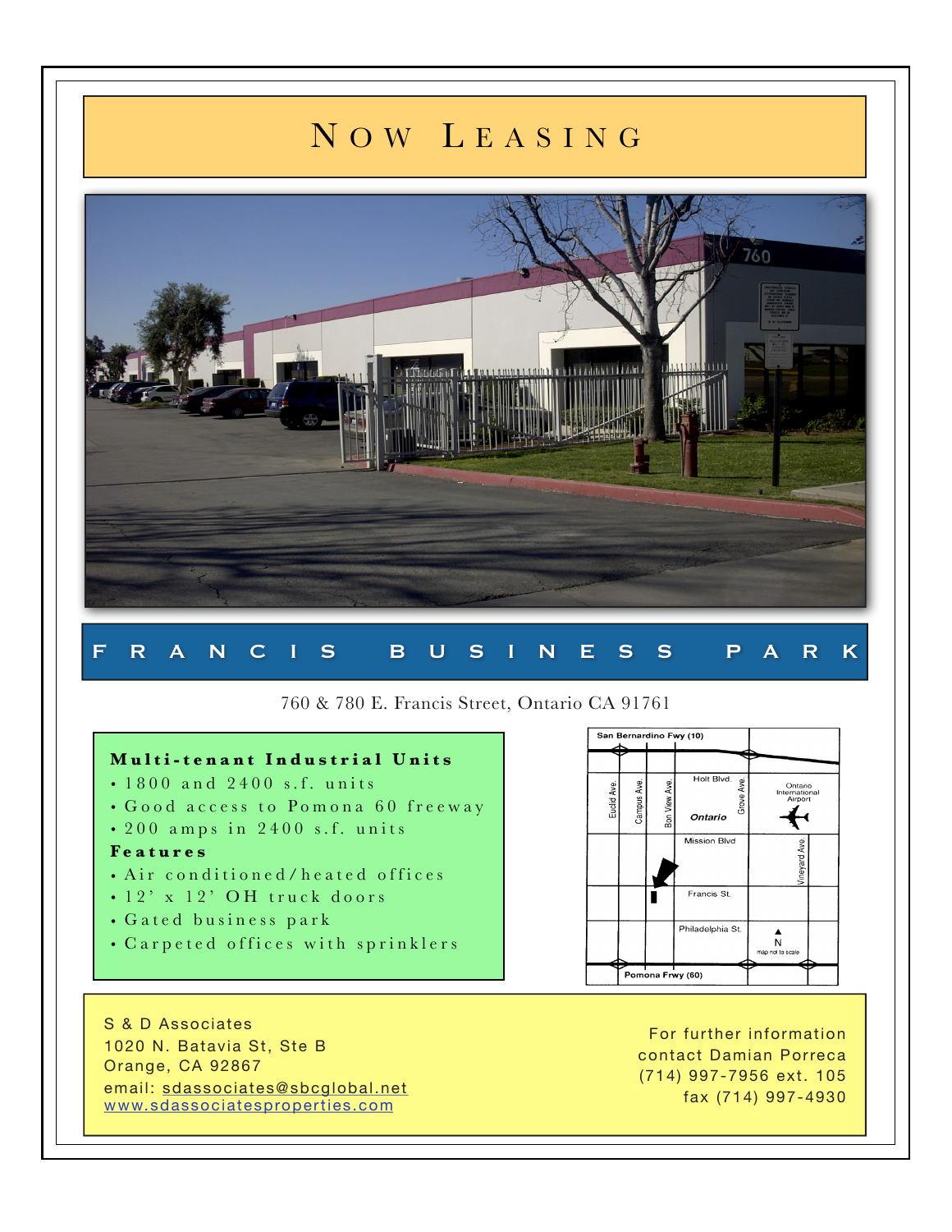# Now Leasing

## FRANCIS BUSINESS PARK

760 & 780 E. Francis Street, Ontario CA 91761

**Multi-tenant Industrial Units**

- 1800 and 2400 s.f. units
- Good access to Pomona 60 freeway
- 200 amps in 2400 s.f. units

**Features**

- Air conditioned/heated offices
- 12' x 12' OH truck doors
- Gated business park
- Carpeted offices with sprinklers

S & D Associates
1020 N. Batavia St, Ste B
Orange, CA 92867
email: sdassociates@sbcglobal.net
www.sdassociatesproperties.com

For further information
contact Damian Porreca
(714) 997-7956 ext. 105
fax (714) 997-4930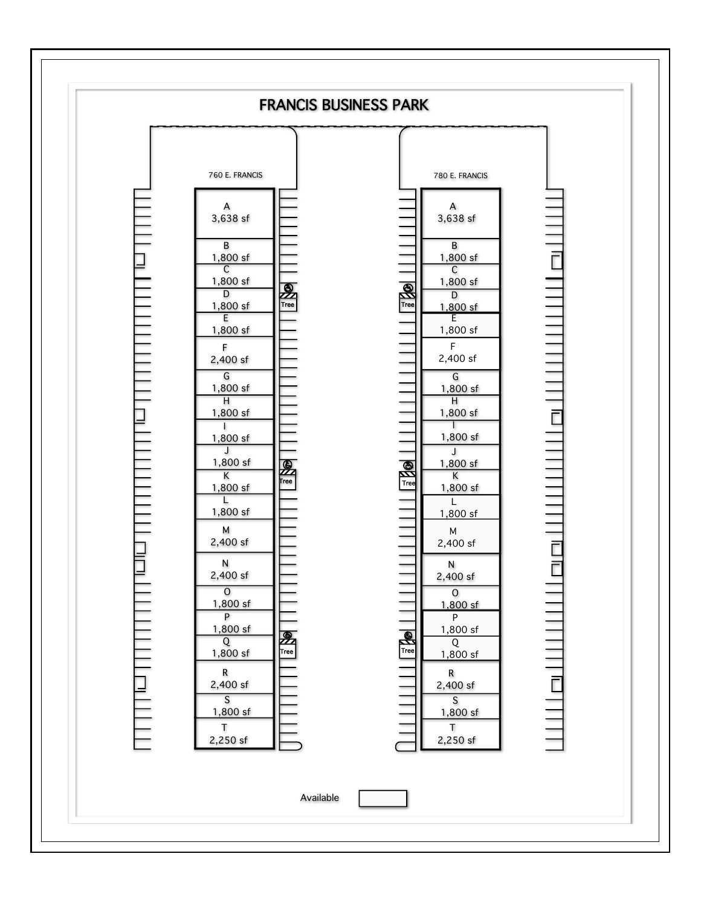# FRANCIS BUSINESS PARK

760 E. FRANCIS

A
3,638 sf

B
1,800 sf

C
1,800 sf

D
1,800 sf

E
1,800 sf

F
2,400 sf

G
1,800 sf

H
1,800 sf

I
1,800 sf

J
1,800 sf

K
1,800 sf

L
1,800 sf

M
2,400 sf

N
2,400 sf

O
1,800 sf

P
1,800 sf

Q
1,800 sf

R
2,400 sf

S
1,800 sf

T
2,250 sf

Tree

Tree

Tree

780 E. FRANCIS

A
3,638 sf

B
1,800 sf

C
1,800 sf

D
1,800 sf

E
1,800 sf

F
2,400 sf

G
1,800 sf

H
1,800 sf

I
1,800 sf

J
1,800 sf

K
1,800 sf

L
1,800 sf

M
2,400 sf

N
2,400 sf

O
1,800 sf

P
1,800 sf

Q
1,800 sf

R
2,400 sf

S
1,800 sf

T
2,250 sf

Tree

Tree

Tree

Available